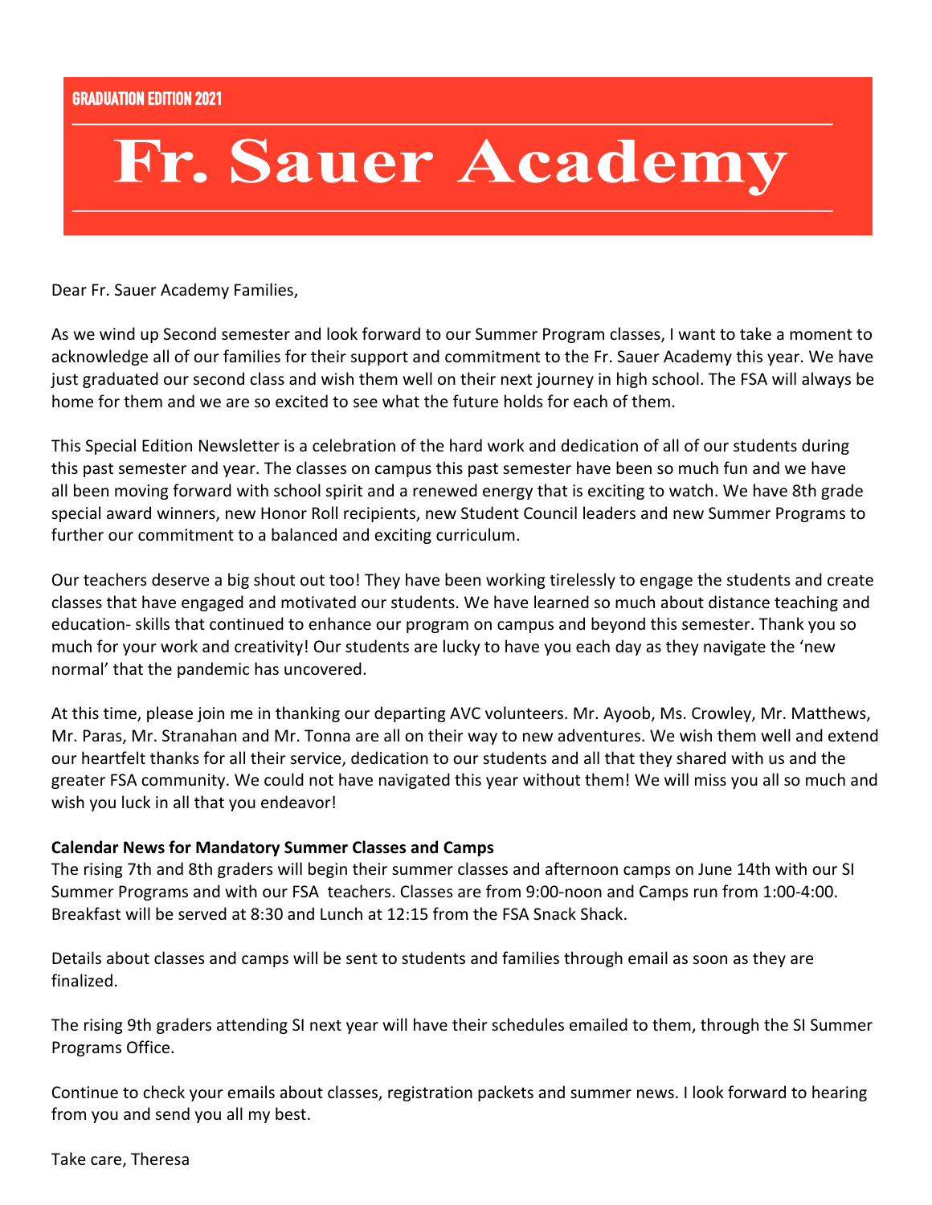GRADUATION EDITION 2021

# Fr. Sauer Academy

Dear Fr. Sauer Academy Families,

As we wind up Second semester and look forward to our Summer Program classes, I want to take a moment to acknowledge all of our families for their support and commitment to the Fr. Sauer Academy this year. We have just graduated our second class and wish them well on their next journey in high school. The FSA will always be home for them and we are so excited to see what the future holds for each of them.

This Special Edition Newsletter is a celebration of the hard work and dedication of all of our students during this past semester and year. The classes on campus this past semester have been so much fun and we have all been moving forward with school spirit and a renewed energy that is exciting to watch. We have 8th grade special award winners, new Honor Roll recipients, new Student Council leaders and new Summer Programs to further our commitment to a balanced and exciting curriculum.

Our teachers deserve a big shout out too! They have been working tirelessly to engage the students and create classes that have engaged and motivated our students. We have learned so much about distance teaching and education- skills that continued to enhance our program on campus and beyond this semester. Thank you so much for your work and creativity! Our students are lucky to have you each day as they navigate the 'new normal' that the pandemic has uncovered.

At this time, please join me in thanking our departing AVC volunteers. Mr. Ayoob, Ms. Crowley, Mr. Matthews, Mr. Paras, Mr. Stranahan and Mr. Tonna are all on their way to new adventures. We wish them well and extend our heartfelt thanks for all their service, dedication to our students and all that they shared with us and the greater FSA community. We could not have navigated this year without them! We will miss you all so much and wish you luck in all that you endeavor!

**Calendar News for Mandatory Summer Classes and Camps**

The rising 7th and 8th graders will begin their summer classes and afternoon camps on June 14th with our SI Summer Programs and with our FSA teachers. Classes are from 9:00-noon and Camps run from 1:00-4:00. Breakfast will be served at 8:30 and Lunch at 12:15 from the FSA Snack Shack.

Details about classes and camps will be sent to students and families through email as soon as they are finalized.

The rising 9th graders attending SI next year will have their schedules emailed to them, through the SI Summer Programs Office.

Continue to check your emails about classes, registration packets and summer news. I look forward to hearing from you and send you all my best.

Take care, Theresa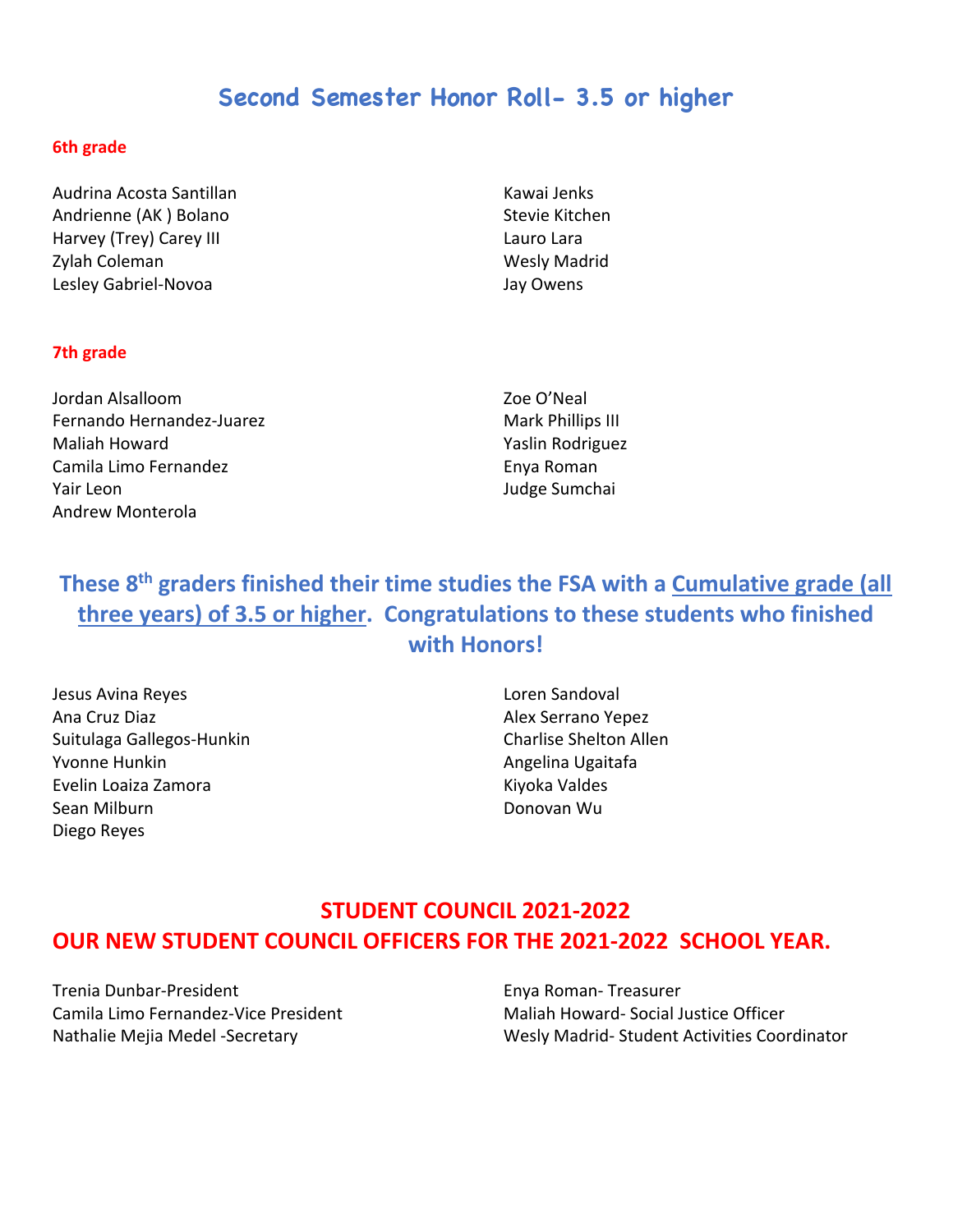# Second Semester Honor Roll- 3.5 or higher

**6th grade**

Audrina Acosta Santillan
Andrienne (AK ) Bolano
Harvey (Trey) Carey III
Zylah Coleman
Lesley Gabriel-Novoa
Kawai Jenks
Stevie Kitchen
Lauro Lara
Wesly Madrid
Jay Owens

**7th grade**

Jordan Alsalloom
Fernando Hernandez-Juarez
Maliah Howard
Camila Limo Fernandez
Yair Leon
Andrew Monterola
Zoe O'Neal
Mark Phillips III
Yaslin Rodriguez
Enya Roman
Judge Sumchai

## These 8th graders finished their time studies the FSA with a Cumulative grade (all three years) of 3.5 or higher. Congratulations to these students who finished with Honors!

Jesus Avina Reyes
Ana Cruz Diaz
Suitulaga Gallegos-Hunkin
Yvonne Hunkin
Evelin Loaiza Zamora
Sean Milburn
Diego Reyes
Loren Sandoval
Alex Serrano Yepez
Charlise Shelton Allen
Angelina Ugaitafa
Kiyoka Valdes
Donovan Wu

## STUDENT COUNCIL 2021-2022
## OUR NEW STUDENT COUNCIL OFFICERS FOR THE 2021-2022 SCHOOL YEAR.

Trenia Dunbar-President
Camila Limo Fernandez-Vice President
Nathalie Mejia Medel -Secretary
Enya Roman- Treasurer
Maliah Howard- Social Justice Officer
Wesly Madrid- Student Activities Coordinator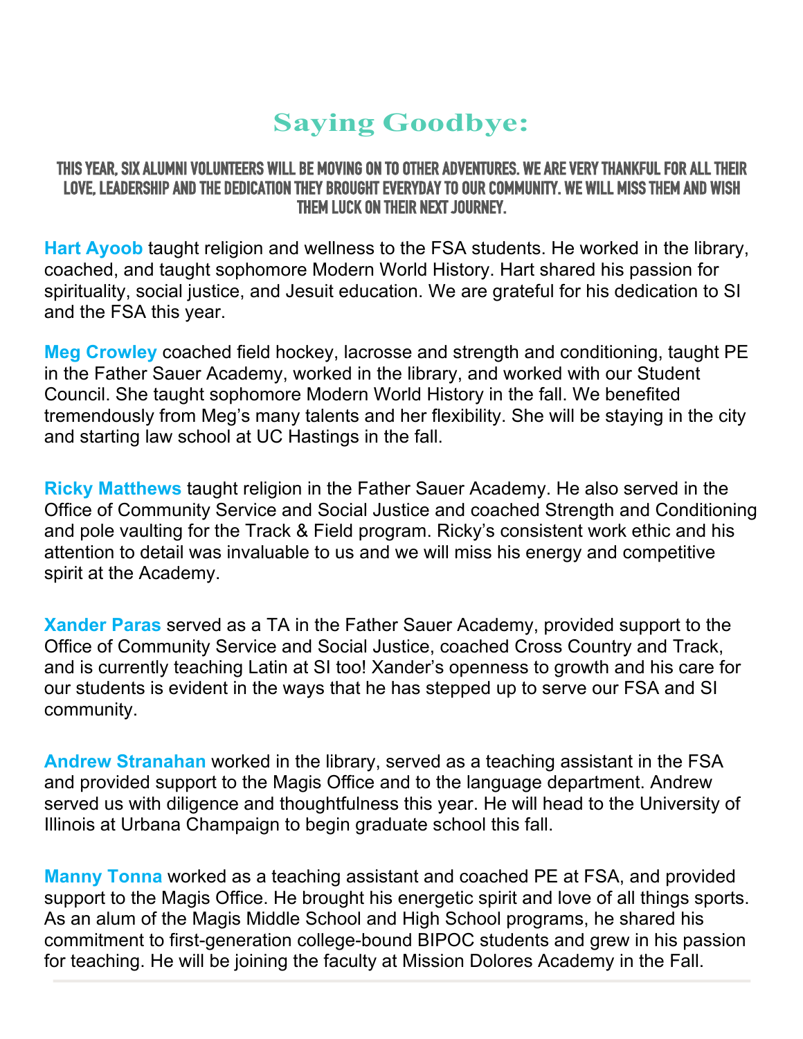# Saying Goodbye:

**THIS YEAR, SIX ALUMNI VOLUNTEERS WILL BE MOVING ON TO OTHER ADVENTURES. WE ARE VERY THANKFUL FOR ALL THEIR LOVE, LEADERSHIP AND THE DEDICATION THEY BROUGHT EVERYDAY TO OUR COMMUNITY. WE WILL MISS THEM AND WISH THEM LUCK ON THEIR NEXT JOURNEY.**

**Hart Ayoob** taught religion and wellness to the FSA students. He worked in the library, coached, and taught sophomore Modern World History. Hart shared his passion for spirituality, social justice, and Jesuit education. We are grateful for his dedication to SI and the FSA this year.

**Meg Crowley** coached field hockey, lacrosse and strength and conditioning, taught PE in the Father Sauer Academy, worked in the library, and worked with our Student Council. She taught sophomore Modern World History in the fall. We benefited tremendously from Meg's many talents and her flexibility. She will be staying in the city and starting law school at UC Hastings in the fall.

**Ricky Matthews** taught religion in the Father Sauer Academy. He also served in the Office of Community Service and Social Justice and coached Strength and Conditioning and pole vaulting for the Track & Field program. Ricky's consistent work ethic and his attention to detail was invaluable to us and we will miss his energy and competitive spirit at the Academy.

**Xander Paras** served as a TA in the Father Sauer Academy, provided support to the Office of Community Service and Social Justice, coached Cross Country and Track, and is currently teaching Latin at SI too! Xander's openness to growth and his care for our students is evident in the ways that he has stepped up to serve our FSA and SI community.

**Andrew Stranahan** worked in the library, served as a teaching assistant in the FSA and provided support to the Magis Office and to the language department. Andrew served us with diligence and thoughtfulness this year. He will head to the University of Illinois at Urbana Champaign to begin graduate school this fall.

**Manny Tonna** worked as a teaching assistant and coached PE at FSA, and provided support to the Magis Office. He brought his energetic spirit and love of all things sports. As an alum of the Magis Middle School and High School programs, he shared his commitment to first-generation college-bound BIPOC students and grew in his passion for teaching. He will be joining the faculty at Mission Dolores Academy in the Fall.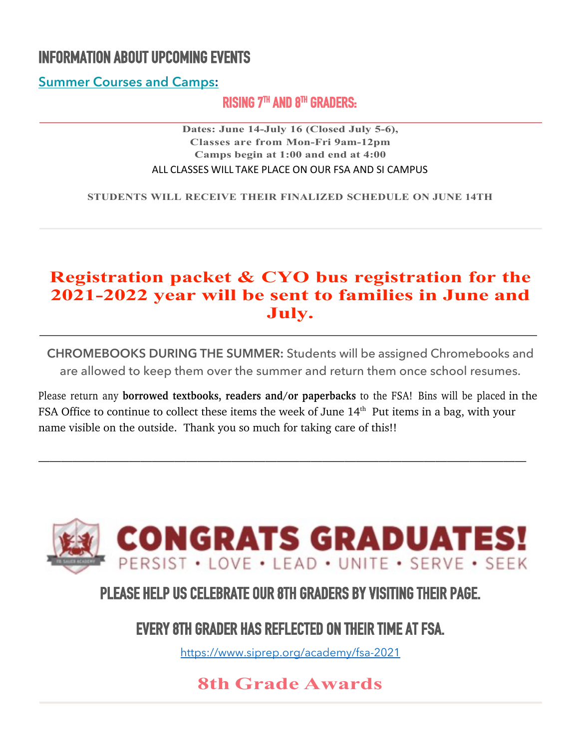# INFORMATION ABOUT UPCOMING EVENTS

## Summer Courses and Camps:

### RISING 7TH AND 8TH GRADERS:

**Dates: June 14-July 16 (Closed July 5-6),**
**Classes are from Mon-Fri 9am-12pm**
**Camps begin at 1:00 and end at 4:00**

ALL CLASSES WILL TAKE PLACE ON OUR FSA AND SI CAMPUS

**STUDENTS WILL RECEIVE THEIR FINALIZED SCHEDULE ON JUNE 14TH**

---

## Registration packet & CYO bus registration for the 2021-2022 year will be sent to families in June and July.

---

**CHROMEBOOKS DURING THE SUMMER:** Students will be assigned Chromebooks and are allowed to keep them over the summer and return them once school resumes.

Please return any **borrowed textbooks, readers and/or paperbacks** to the FSA! Bins will be placed in the FSA Office to continue to collect these items the week of June 14th Put items in a bag, with your name visible on the outside. Thank you so much for taking care of this!!

---

CONGRATS GRADUATES!
PERSIST • LOVE • LEAD • UNITE • SERVE • SEEK

### PLEASE HELP US CELEBRATE OUR 8TH GRADERS BY VISITING THEIR PAGE.

### EVERY 8TH GRADER HAS REFLECTED ON THEIR TIME AT FSA.

https://www.siprep.org/academy/fsa-2021

## 8th Grade Awards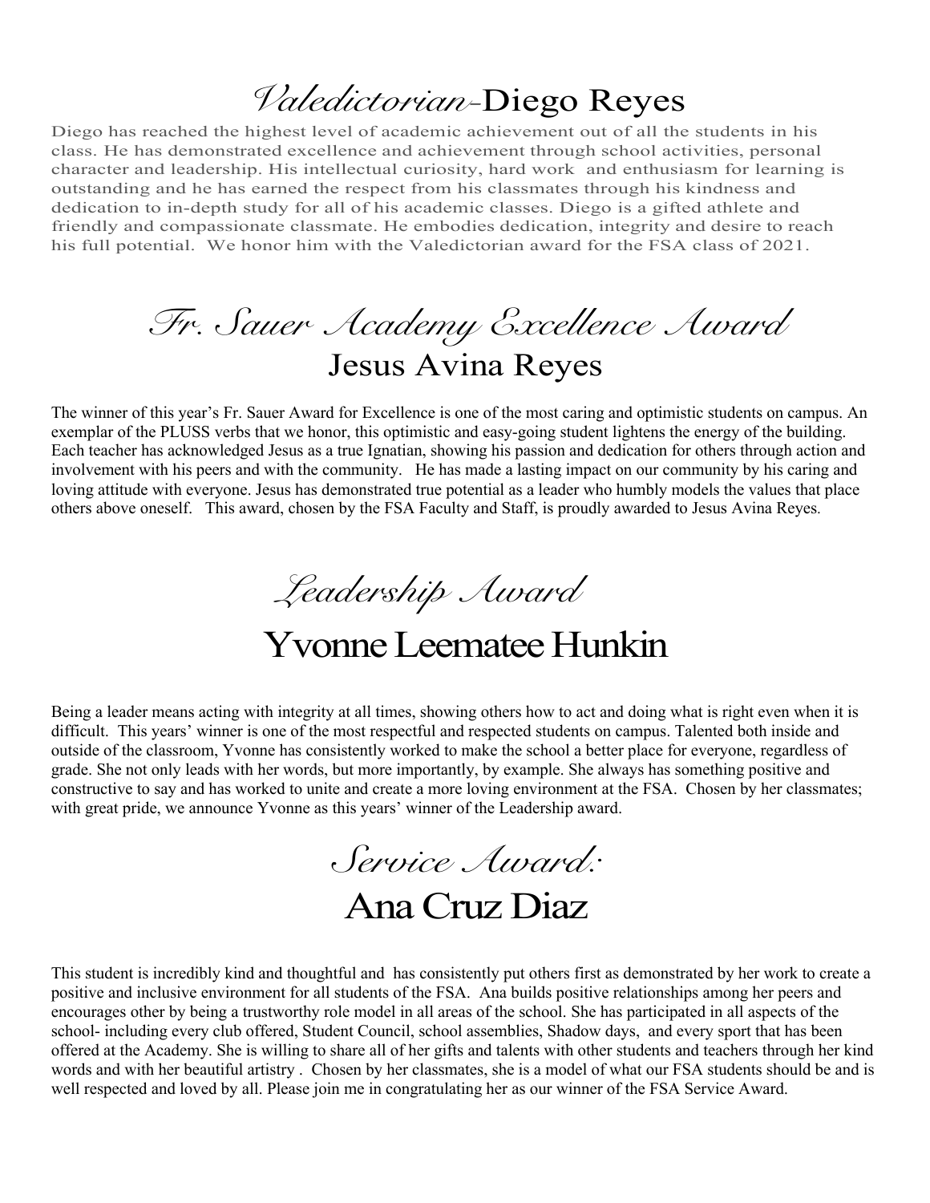# *Valedictorian*-Diego Reyes

Diego has reached the highest level of academic achievement out of all the students in his class. He has demonstrated excellence and achievement through school activities, personal character and leadership. His intellectual curiosity, hard work and enthusiasm for learning is outstanding and he has earned the respect from his classmates through his kindness and dedication to in-depth study for all of his academic classes. Diego is a gifted athlete and friendly and compassionate classmate. He embodies dedication, integrity and desire to reach his full potential. We honor him with the Valedictorian award for the FSA class of 2021.

# *Fr. Sauer Academy Excellence Award*

## Jesus Avina Reyes

The winner of this year's Fr. Sauer Award for Excellence is one of the most caring and optimistic students on campus. An exemplar of the PLUSS verbs that we honor, this optimistic and easy-going student lightens the energy of the building. Each teacher has acknowledged Jesus as a true Ignatian, showing his passion and dedication for others through action and involvement with his peers and with the community. He has made a lasting impact on our community by his caring and loving attitude with everyone. Jesus has demonstrated true potential as a leader who humbly models the values that place others above oneself. This award, chosen by the FSA Faculty and Staff, is proudly awarded to Jesus Avina Reyes.

# *Leadership Award*

## Yvonne Leematee Hunkin

Being a leader means acting with integrity at all times, showing others how to act and doing what is right even when it is difficult. This years' winner is one of the most respectful and respected students on campus. Talented both inside and outside of the classroom, Yvonne has consistently worked to make the school a better place for everyone, regardless of grade. She not only leads with her words, but more importantly, by example. She always has something positive and constructive to say and has worked to unite and create a more loving environment at the FSA. Chosen by her classmates; with great pride, we announce Yvonne as this years' winner of the Leadership award.

# *Service Award:*

## Ana Cruz Diaz

This student is incredibly kind and thoughtful and has consistently put others first as demonstrated by her work to create a positive and inclusive environment for all students of the FSA. Ana builds positive relationships among her peers and encourages other by being a trustworthy role model in all areas of the school. She has participated in all aspects of the school- including every club offered, Student Council, school assemblies, Shadow days, and every sport that has been offered at the Academy. She is willing to share all of her gifts and talents with other students and teachers through her kind words and with her beautiful artistry . Chosen by her classmates, she is a model of what our FSA students should be and is well respected and loved by all. Please join me in congratulating her as our winner of the FSA Service Award.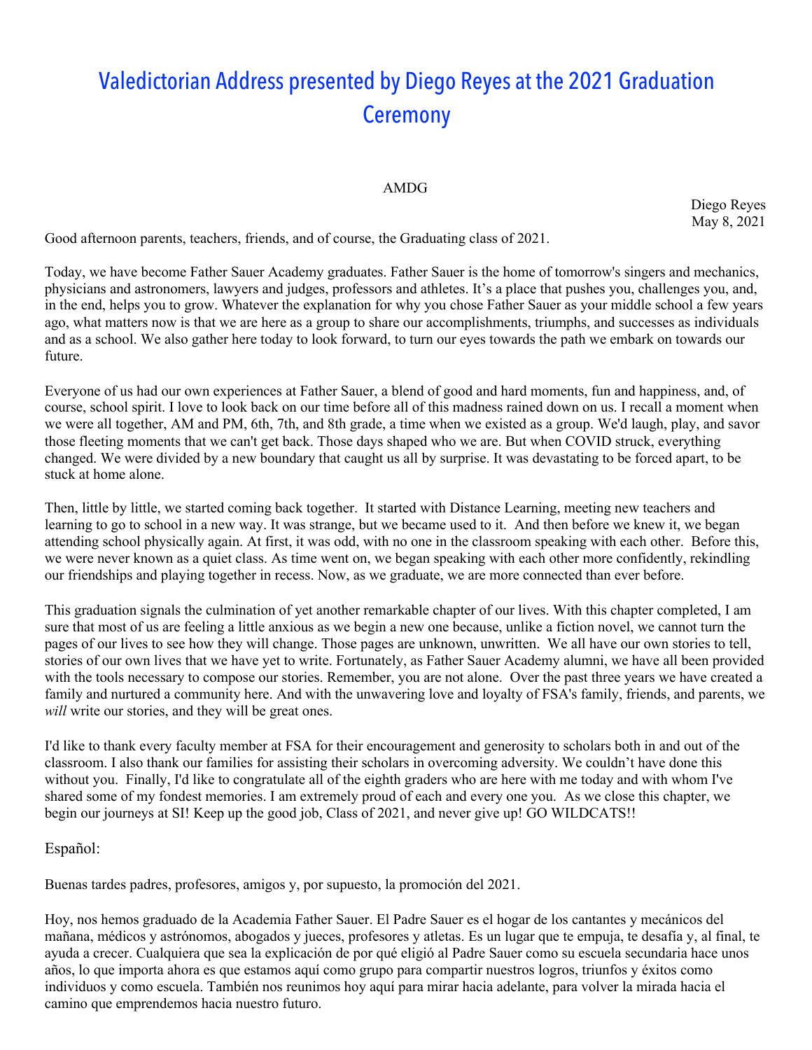# Valedictorian Address presented by Diego Reyes at the 2021 Graduation Ceremony

AMDG

Diego Reyes
May 8, 2021

Good afternoon parents, teachers, friends, and of course, the Graduating class of 2021.

Today, we have become Father Sauer Academy graduates. Father Sauer is the home of tomorrow's singers and mechanics, physicians and astronomers, lawyers and judges, professors and athletes. It's a place that pushes you, challenges you, and, in the end, helps you to grow. Whatever the explanation for why you chose Father Sauer as your middle school a few years ago, what matters now is that we are here as a group to share our accomplishments, triumphs, and successes as individuals and as a school. We also gather here today to look forward, to turn our eyes towards the path we embark on towards our future.

Everyone of us had our own experiences at Father Sauer, a blend of good and hard moments, fun and happiness, and, of course, school spirit. I love to look back on our time before all of this madness rained down on us. I recall a moment when we were all together, AM and PM, 6th, 7th, and 8th grade, a time when we existed as a group. We'd laugh, play, and savor those fleeting moments that we can't get back. Those days shaped who we are. But when COVID struck, everything changed. We were divided by a new boundary that caught us all by surprise. It was devastating to be forced apart, to be stuck at home alone.

Then, little by little, we started coming back together. It started with Distance Learning, meeting new teachers and learning to go to school in a new way. It was strange, but we became used to it. And then before we knew it, we began attending school physically again. At first, it was odd, with no one in the classroom speaking with each other. Before this, we were never known as a quiet class. As time went on, we began speaking with each other more confidently, rekindling our friendships and playing together in recess. Now, as we graduate, we are more connected than ever before.

This graduation signals the culmination of yet another remarkable chapter of our lives. With this chapter completed, I am sure that most of us are feeling a little anxious as we begin a new one because, unlike a fiction novel, we cannot turn the pages of our lives to see how they will change. Those pages are unknown, unwritten. We all have our own stories to tell, stories of our own lives that we have yet to write. Fortunately, as Father Sauer Academy alumni, we have all been provided with the tools necessary to compose our stories. Remember, you are not alone. Over the past three years we have created a family and nurtured a community here. And with the unwavering love and loyalty of FSA's family, friends, and parents, we *will* write our stories, and they will be great ones.

I'd like to thank every faculty member at FSA for their encouragement and generosity to scholars both in and out of the classroom. I also thank our families for assisting their scholars in overcoming adversity. We couldn't have done this without you. Finally, I'd like to congratulate all of the eighth graders who are here with me today and with whom I've shared some of my fondest memories. I am extremely proud of each and every one you. As we close this chapter, we begin our journeys at SI! Keep up the good job, Class of 2021, and never give up! GO WILDCATS!!

Español:

Buenas tardes padres, profesores, amigos y, por supuesto, la promoción del 2021.

Hoy, nos hemos graduado de la Academia Father Sauer. El Padre Sauer es el hogar de los cantantes y mecánicos del mañana, médicos y astrónomos, abogados y jueces, profesores y atletas. Es un lugar que te empuja, te desafía y, al final, te ayuda a crecer. Cualquiera que sea la explicación de por qué eligió al Padre Sauer como su escuela secundaria hace unos años, lo que importa ahora es que estamos aquí como grupo para compartir nuestros logros, triunfos y éxitos como individuos y como escuela. También nos reunimos hoy aquí para mirar hacia adelante, para volver la mirada hacia el camino que emprendemos hacia nuestro futuro.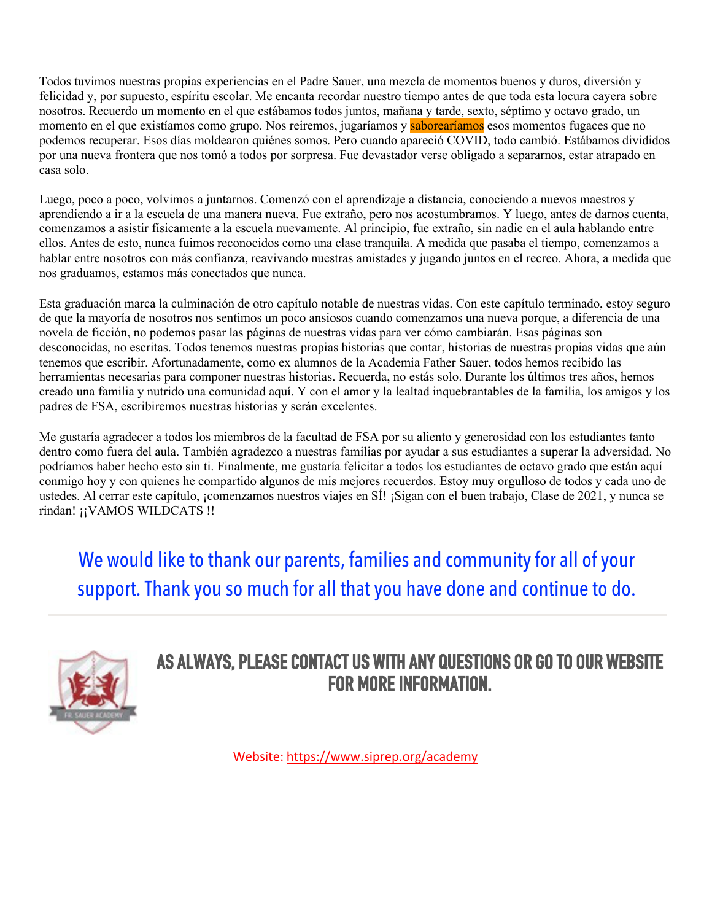Todos tuvimos nuestras propias experiencias en el Padre Sauer, una mezcla de momentos buenos y duros, diversión y felicidad y, por supuesto, espíritu escolar. Me encanta recordar nuestro tiempo antes de que toda esta locura cayera sobre nosotros. Recuerdo un momento en el que estábamos todos juntos, mañana y tarde, sexto, séptimo y octavo grado, un momento en el que existíamos como grupo. Nos reiremos, jugaríamos y saborearíamos esos momentos fugaces que no podemos recuperar. Esos días moldearon quiénes somos. Pero cuando apareció COVID, todo cambió. Estábamos divididos por una nueva frontera que nos tomó a todos por sorpresa. Fue devastador verse obligado a separarnos, estar atrapado en casa solo.

Luego, poco a poco, volvimos a juntarnos. Comenzó con el aprendizaje a distancia, conociendo a nuevos maestros y aprendiendo a ir a la escuela de una manera nueva. Fue extraño, pero nos acostumbramos. Y luego, antes de darnos cuenta, comenzamos a asistir físicamente a la escuela nuevamente. Al principio, fue extraño, sin nadie en el aula hablando entre ellos. Antes de esto, nunca fuimos reconocidos como una clase tranquila. A medida que pasaba el tiempo, comenzamos a hablar entre nosotros con más confianza, reavivando nuestras amistades y jugando juntos en el recreo. Ahora, a medida que nos graduamos, estamos más conectados que nunca.

Esta graduación marca la culminación de otro capítulo notable de nuestras vidas. Con este capítulo terminado, estoy seguro de que la mayoría de nosotros nos sentimos un poco ansiosos cuando comenzamos una nueva porque, a diferencia de una novela de ficción, no podemos pasar las páginas de nuestras vidas para ver cómo cambiarán. Esas páginas son desconocidas, no escritas. Todos tenemos nuestras propias historias que contar, historias de nuestras propias vidas que aún tenemos que escribir. Afortunadamente, como ex alumnos de la Academia Father Sauer, todos hemos recibido las herramientas necesarias para componer nuestras historias. Recuerda, no estás solo. Durante los últimos tres años, hemos creado una familia y nutrido una comunidad aquí. Y con el amor y la lealtad inquebrantables de la familia, los amigos y los padres de FSA, escribiremos nuestras historias y serán excelentes.

Me gustaría agradecer a todos los miembros de la facultad de FSA por su aliento y generosidad con los estudiantes tanto dentro como fuera del aula. También agradezco a nuestras familias por ayudar a sus estudiantes a superar la adversidad. No podríamos haber hecho esto sin ti. Finalmente, me gustaría felicitar a todos los estudiantes de octavo grado que están aquí conmigo hoy y con quienes he compartido algunos de mis mejores recuerdos. Estoy muy orgulloso de todos y cada uno de ustedes. Al cerrar este capítulo, ¡comenzamos nuestros viajes en SÍ! ¡Sigan con el buen trabajo, Clase de 2021, y nunca se rindan! ¡¡VAMOS WILDCATS !!

## We would like to thank our parents, families and community for all of your support. Thank you so much for all that you have done and continue to do.

---

## AS ALWAYS, PLEASE CONTACT US WITH ANY QUESTIONS OR GO TO OUR WEBSITE FOR MORE INFORMATION.

Website: https://www.siprep.org/academy